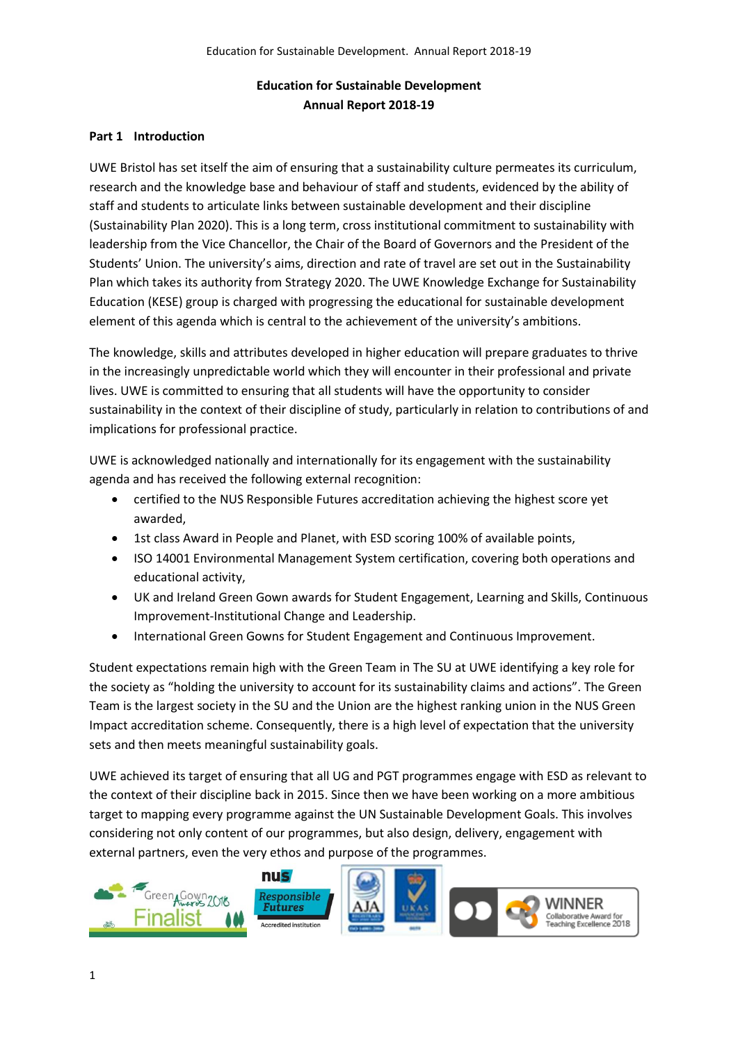# Education for Sustainable Development
## Annual Report 2018-19

### Part 1 Introduction

UWE Bristol has set itself the aim of ensuring that a sustainability culture permeates its curriculum, research and the knowledge base and behaviour of staff and students, evidenced by the ability of staff and students to articulate links between sustainable development and their discipline (Sustainability Plan 2020). This is a long term, cross institutional commitment to sustainability with leadership from the Vice Chancellor, the Chair of the Board of Governors and the President of the Students' Union. The university's aims, direction and rate of travel are set out in the Sustainability Plan which takes its authority from Strategy 2020. The UWE Knowledge Exchange for Sustainability Education (KESE) group is charged with progressing the educational for sustainable development element of this agenda which is central to the achievement of the university's ambitions.

The knowledge, skills and attributes developed in higher education will prepare graduates to thrive in the increasingly unpredictable world which they will encounter in their professional and private lives. UWE is committed to ensuring that all students will have the opportunity to consider sustainability in the context of their discipline of study, particularly in relation to contributions of and implications for professional practice.

UWE is acknowledged nationally and internationally for its engagement with the sustainability agenda and has received the following external recognition:

- certified to the NUS Responsible Futures accreditation achieving the highest score yet awarded,
- 1st class Award in People and Planet, with ESD scoring 100% of available points,
- ISO 14001 Environmental Management System certification, covering both operations and educational activity,
- UK and Ireland Green Gown awards for Student Engagement, Learning and Skills, Continuous Improvement-Institutional Change and Leadership.
- International Green Gowns for Student Engagement and Continuous Improvement.

Student expectations remain high with the Green Team in The SU at UWE identifying a key role for the society as "holding the university to account for its sustainability claims and actions". The Green Team is the largest society in the SU and the Union are the highest ranking union in the NUS Green Impact accreditation scheme. Consequently, there is a high level of expectation that the university sets and then meets meaningful sustainability goals.

UWE achieved its target of ensuring that all UG and PGT programmes engage with ESD as relevant to the context of their discipline back in 2015. Since then we have been working on a more ambitious target to mapping every programme against the UN Sustainable Development Goals. This involves considering not only content of our programmes, but also design, delivery, engagement with external partners, even the very ethos and purpose of the programmes.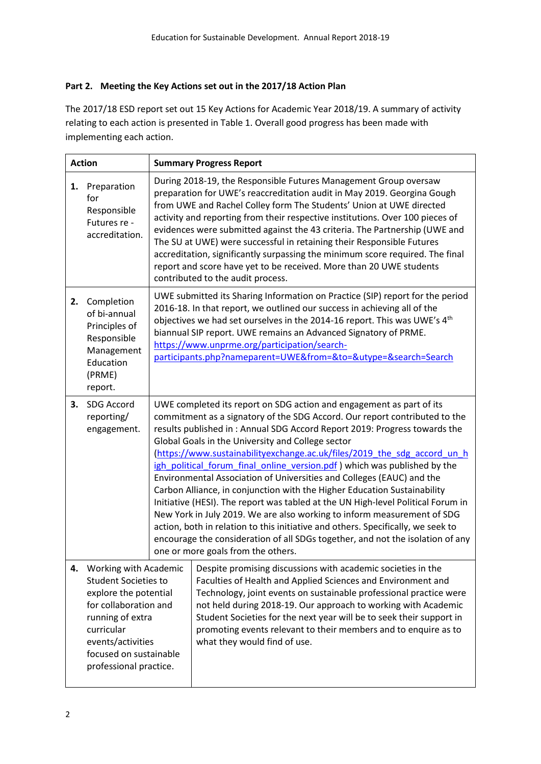### Part 2. Meeting the Key Actions set out in the 2017/18 Action Plan

The 2017/18 ESD report set out 15 Key Actions for Academic Year 2018/19. A summary of activity relating to each action is presented in Table 1. Overall good progress has been made with implementing each action.

| Action | Summary Progress Report |
|---|---|
| **1.** Preparation for Responsible Futures re - accreditation. | During 2018-19, the Responsible Futures Management Group oversaw preparation for UWE's reaccreditation audit in May 2019. Georgina Gough from UWE and Rachel Colley form The Students' Union at UWE directed activity and reporting from their respective institutions. Over 100 pieces of evidences were submitted against the 43 criteria. The Partnership (UWE and The SU at UWE) were successful in retaining their Responsible Futures accreditation, significantly surpassing the minimum score required. The final report and score have yet to be received. More than 20 UWE students contributed to the audit process. |
| **2.** Completion of bi-annual Principles of Responsible Management Education (PRME) report. | UWE submitted its Sharing Information on Practice (SIP) report for the period 2016-18. In that report, we outlined our success in achieving all of the objectives we had set ourselves in the 2014-16 report. This was UWE's 4th biannual SIP report. UWE remains an Advanced Signatory of PRME. https://www.unprme.org/participation/search-participants.php?nameparent=UWE&from=&to=&utype=&search=Search |
| **3.** SDG Accord reporting/ engagement. | UWE completed its report on SDG action and engagement as part of its commitment as a signatory of the SDG Accord. Our report contributed to the results published in : Annual SDG Accord Report 2019: Progress towards the Global Goals in the University and College sector (https://www.sustainabilityexchange.ac.uk/files/2019_the_sdg_accord_un_high_political_forum_final_online_version.pdf ) which was published by the Environmental Association of Universities and Colleges (EAUC) and the Carbon Alliance, in conjunction with the Higher Education Sustainability Initiative (HESI). The report was tabled at the UN High-level Political Forum in New York in July 2019. We are also working to inform measurement of SDG action, both in relation to this initiative and others. Specifically, we seek to encourage the consideration of all SDGs together, and not the isolation of any one or more goals from the others. |
| **4.** Working with Academic Student Societies to explore the potential for collaboration and running of extra curricular events/activities focused on sustainable professional practice. | Despite promising discussions with academic societies in the Faculties of Health and Applied Sciences and Environment and Technology, joint events on sustainable professional practice were not held during 2018-19. Our approach to working with Academic Student Societies for the next year will be to seek their support in promoting events relevant to their members and to enquire as to what they would find of use. |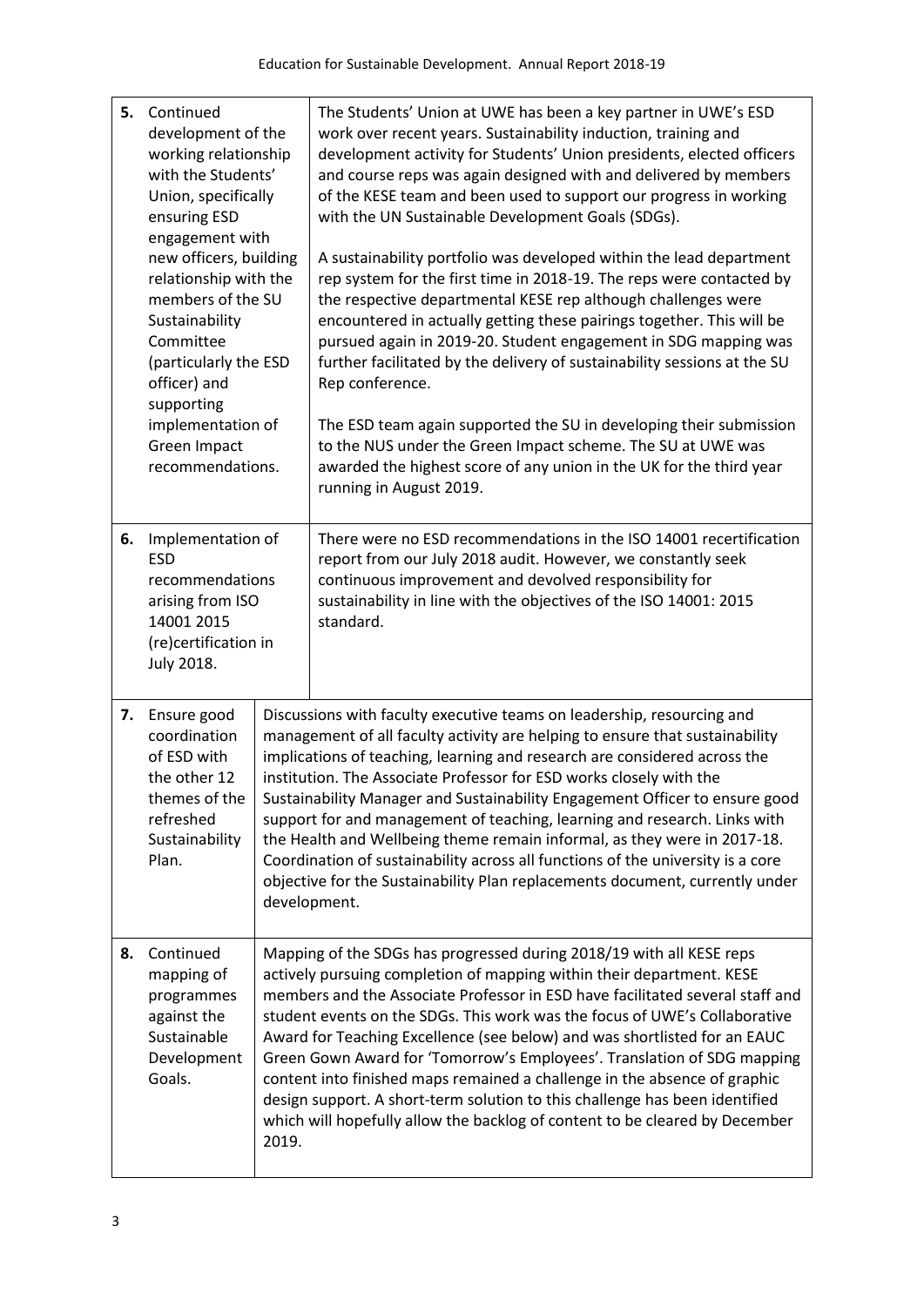| | Objective | Progress |
|---|---|---|
| **5.** | Continued development of the working relationship with the Students' Union, specifically ensuring ESD engagement with new officers, building relationship with the members of the SU Sustainability Committee (particularly the ESD officer) and supporting implementation of Green Impact recommendations. | The Students' Union at UWE has been a key partner in UWE's ESD work over recent years. Sustainability induction, training and development activity for Students' Union presidents, elected officers and course reps was again designed with and delivered by members of the KESE team and been used to support our progress in working with the UN Sustainable Development Goals (SDGs).<br><br>A sustainability portfolio was developed within the lead department rep system for the first time in 2018-19. The reps were contacted by the respective departmental KESE rep although challenges were encountered in actually getting these pairings together. This will be pursued again in 2019-20. Student engagement in SDG mapping was further facilitated by the delivery of sustainability sessions at the SU Rep conference.<br><br>The ESD team again supported the SU in developing their submission to the NUS under the Green Impact scheme. The SU at UWE was awarded the highest score of any union in the UK for the third year running in August 2019. |
| **6.** | Implementation of ESD recommendations arising from ISO 14001 2015 (re)certification in July 2018. | There were no ESD recommendations in the ISO 14001 recertification report from our July 2018 audit. However, we constantly seek continuous improvement and devolved responsibility for sustainability in line with the objectives of the ISO 14001: 2015 standard. |
| **7.** | Ensure good coordination of ESD with the other 12 themes of the refreshed Sustainability Plan. | Discussions with faculty executive teams on leadership, resourcing and management of all faculty activity are helping to ensure that sustainability implications of teaching, learning and research are considered across the institution. The Associate Professor for ESD works closely with the Sustainability Manager and Sustainability Engagement Officer to ensure good support for and management of teaching, learning and research. Links with the Health and Wellbeing theme remain informal, as they were in 2017-18. Coordination of sustainability across all functions of the university is a core objective for the Sustainability Plan replacements document, currently under development. |
| **8.** | Continued mapping of programmes against the Sustainable Development Goals. | Mapping of the SDGs has progressed during 2018/19 with all KESE reps actively pursuing completion of mapping within their department. KESE members and the Associate Professor in ESD have facilitated several staff and student events on the SDGs. This work was the focus of UWE's Collaborative Award for Teaching Excellence (see below) and was shortlisted for an EAUC Green Gown Award for 'Tomorrow's Employees'. Translation of SDG mapping content into finished maps remained a challenge in the absence of graphic design support. A short-term solution to this challenge has been identified which will hopefully allow the backlog of content to be cleared by December 2019. |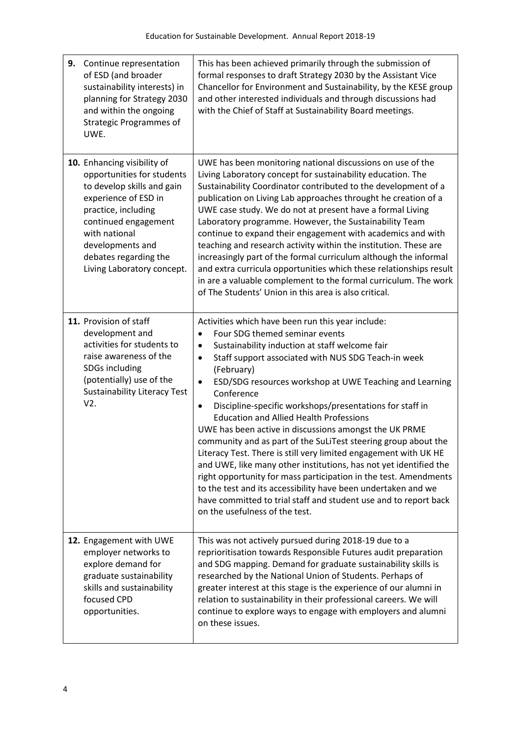| | |
|---|---|
| **9.** Continue representation of ESD (and broader sustainability interests) in planning for Strategy 2030 and within the ongoing Strategic Programmes of UWE. | This has been achieved primarily through the submission of formal responses to draft Strategy 2030 by the Assistant Vice Chancellor for Environment and Sustainability, by the KESE group and other interested individuals and through discussions had with the Chief of Staff at Sustainability Board meetings. |
| **10.** Enhancing visibility of opportunities for students to develop skills and gain experience of ESD in practice, including continued engagement with national developments and debates regarding the Living Laboratory concept. | UWE has been monitoring national discussions on use of the Living Laboratory concept for sustainability education. The Sustainability Coordinator contributed to the development of a publication on Living Lab approaches throught he creation of a UWE case study. We do not at present have a formal Living Laboratory programme. However, the Sustainability Team continue to expand their engagement with academics and with teaching and research activity within the institution. These are increasingly part of the formal curriculum although the informal and extra curricula opportunities which these relationships result in are a valuable complement to the formal curriculum. The work of The Students' Union in this area is also critical. |
| **11.** Provision of staff development and activities for students to raise awareness of the SDGs including (potentially) use of the Sustainability Literacy Test V2. | Activities which have been run this year include: <br>• Four SDG themed seminar events <br>• Sustainability induction at staff welcome fair <br>• Staff support associated with NUS SDG Teach-in week (February) <br>• ESD/SDG resources workshop at UWE Teaching and Learning Conference <br>• Discipline-specific workshops/presentations for staff in Education and Allied Health Professions <br>UWE has been active in discussions amongst the UK PRME community and as part of the SuLiTest steering group about the Literacy Test. There is still very limited engagement with UK HE and UWE, like many other institutions, has not yet identified the right opportunity for mass participation in the test. Amendments to the test and its accessibility have been undertaken and we have committed to trial staff and student use and to report back on the usefulness of the test. |
| **12.** Engagement with UWE employer networks to explore demand for graduate sustainability skills and sustainability focused CPD opportunities. | This was not actively pursued during 2018-19 due to a reprioritisation towards Responsible Futures audit preparation and SDG mapping. Demand for graduate sustainability skills is researched by the National Union of Students. Perhaps of greater interest at this stage is the experience of our alumni in relation to sustainability in their professional careers. We will continue to explore ways to engage with employers and alumni on these issues. |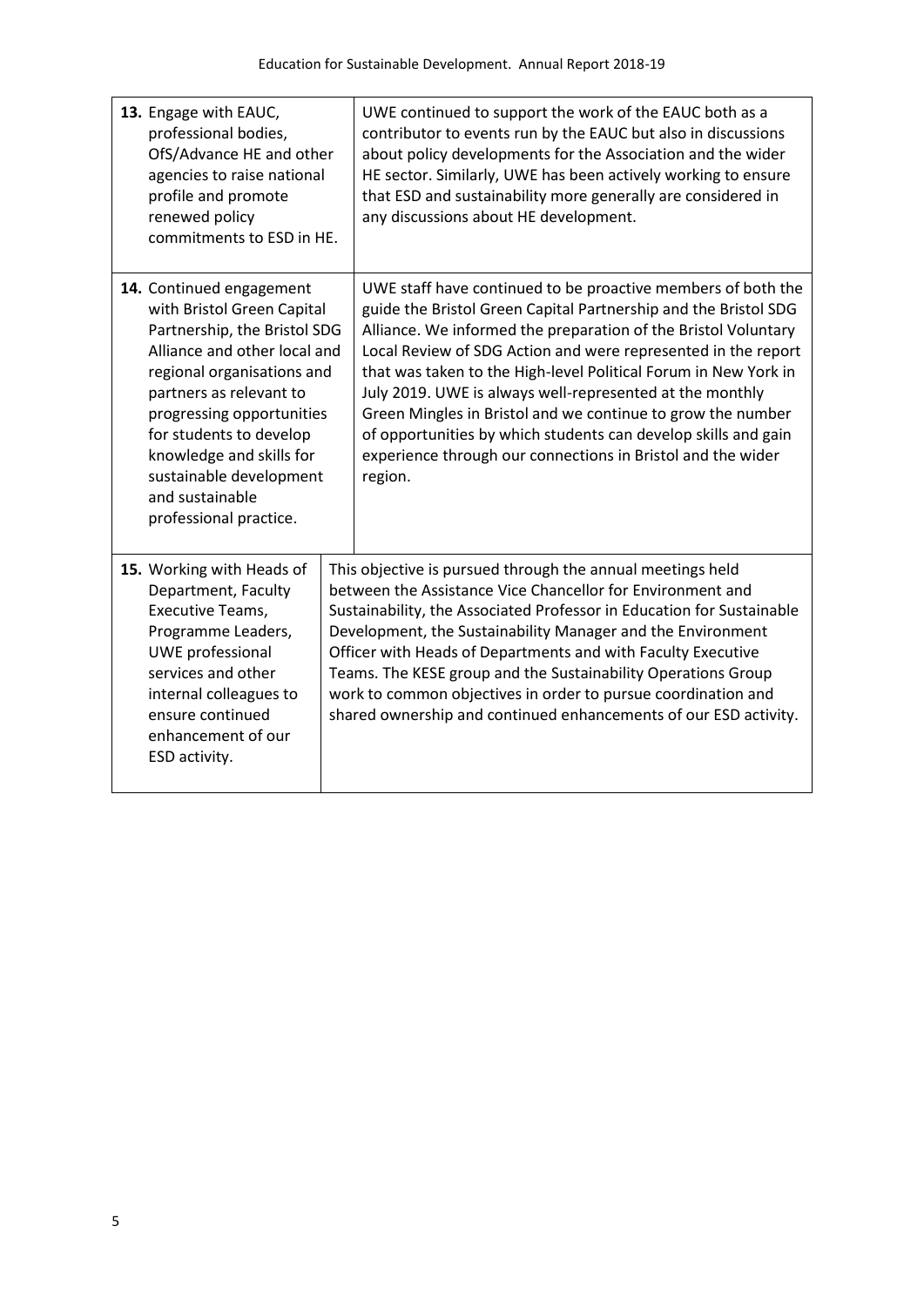| | |
|---|---|
| **13.** Engage with EAUC, professional bodies, OfS/Advance HE and other agencies to raise national profile and promote renewed policy commitments to ESD in HE. | UWE continued to support the work of the EAUC both as a contributor to events run by the EAUC but also in discussions about policy developments for the Association and the wider HE sector. Similarly, UWE has been actively working to ensure that ESD and sustainability more generally are considered in any discussions about HE development. |
| **14.** Continued engagement with Bristol Green Capital Partnership, the Bristol SDG Alliance and other local and regional organisations and partners as relevant to progressing opportunities for students to develop knowledge and skills for sustainable development and sustainable professional practice. | UWE staff have continued to be proactive members of both the guide the Bristol Green Capital Partnership and the Bristol SDG Alliance. We informed the preparation of the Bristol Voluntary Local Review of SDG Action and were represented in the report that was taken to the High-level Political Forum in New York in July 2019. UWE is always well-represented at the monthly Green Mingles in Bristol and we continue to grow the number of opportunities by which students can develop skills and gain experience through our connections in Bristol and the wider region. |
| **15.** Working with Heads of Department, Faculty Executive Teams, Programme Leaders, UWE professional services and other internal colleagues to ensure continued enhancement of our ESD activity. | This objective is pursued through the annual meetings held between the Assistance Vice Chancellor for Environment and Sustainability, the Associated Professor in Education for Sustainable Development, the Sustainability Manager and the Environment Officer with Heads of Departments and with Faculty Executive Teams. The KESE group and the Sustainability Operations Group work to common objectives in order to pursue coordination and shared ownership and continued enhancements of our ESD activity. |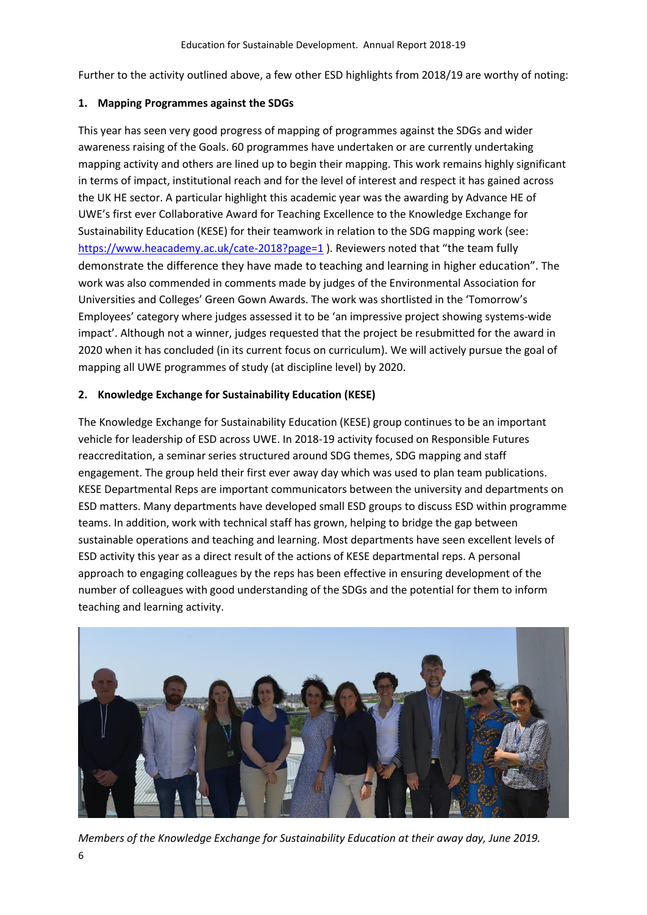Further to the activity outlined above, a few other ESD highlights from 2018/19 are worthy of noting:

**1. Mapping Programmes against the SDGs**

This year has seen very good progress of mapping of programmes against the SDGs and wider awareness raising of the Goals. 60 programmes have undertaken or are currently undertaking mapping activity and others are lined up to begin their mapping. This work remains highly significant in terms of impact, institutional reach and for the level of interest and respect it has gained across the UK HE sector. A particular highlight this academic year was the awarding by Advance HE of UWE's first ever Collaborative Award for Teaching Excellence to the Knowledge Exchange for Sustainability Education (KESE) for their teamwork in relation to the SDG mapping work (see: [https://www.heacademy.ac.uk/cate-2018?page=1](https://www.heacademy.ac.uk/cate-2018?page=1) ). Reviewers noted that "the team fully demonstrate the difference they have made to teaching and learning in higher education". The work was also commended in comments made by judges of the Environmental Association for Universities and Colleges' Green Gown Awards. The work was shortlisted in the 'Tomorrow's Employees' category where judges assessed it to be 'an impressive project showing systems-wide impact'. Although not a winner, judges requested that the project be resubmitted for the award in 2020 when it has concluded (in its current focus on curriculum). We will actively pursue the goal of mapping all UWE programmes of study (at discipline level) by 2020.

**2. Knowledge Exchange for Sustainability Education (KESE)**

The Knowledge Exchange for Sustainability Education (KESE) group continues to be an important vehicle for leadership of ESD across UWE. In 2018-19 activity focused on Responsible Futures reaccreditation, a seminar series structured around SDG themes, SDG mapping and staff engagement. The group held their first ever away day which was used to plan team publications. KESE Departmental Reps are important communicators between the university and departments on ESD matters. Many departments have developed small ESD groups to discuss ESD within programme teams. In addition, work with technical staff has grown, helping to bridge the gap between sustainable operations and teaching and learning. Most departments have seen excellent levels of ESD activity this year as a direct result of the actions of KESE departmental reps. A personal approach to engaging colleagues by the reps has been effective in ensuring development of the number of colleagues with good understanding of the SDGs and the potential for them to inform teaching and learning activity.

*Members of the Knowledge Exchange for Sustainability Education at their away day, June 2019.*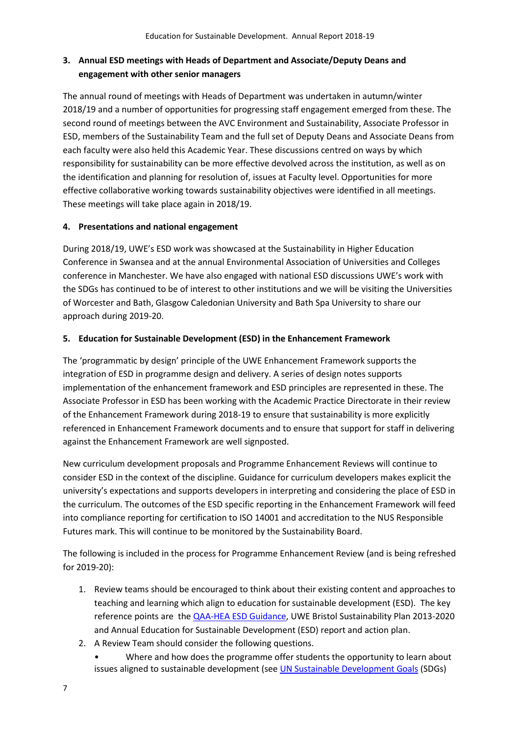## 3. Annual ESD meetings with Heads of Department and Associate/Deputy Deans and engagement with other senior managers

The annual round of meetings with Heads of Department was undertaken in autumn/winter 2018/19 and a number of opportunities for progressing staff engagement emerged from these. The second round of meetings between the AVC Environment and Sustainability, Associate Professor in ESD, members of the Sustainability Team and the full set of Deputy Deans and Associate Deans from each faculty were also held this Academic Year. These discussions centred on ways by which responsibility for sustainability can be more effective devolved across the institution, as well as on the identification and planning for resolution of, issues at Faculty level. Opportunities for more effective collaborative working towards sustainability objectives were identified in all meetings. These meetings will take place again in 2018/19.

## 4. Presentations and national engagement

During 2018/19, UWE's ESD work was showcased at the Sustainability in Higher Education Conference in Swansea and at the annual Environmental Association of Universities and Colleges conference in Manchester. We have also engaged with national ESD discussions UWE's work with the SDGs has continued to be of interest to other institutions and we will be visiting the Universities of Worcester and Bath, Glasgow Caledonian University and Bath Spa University to share our approach during 2019-20.

## 5. Education for Sustainable Development (ESD) in the Enhancement Framework

The 'programmatic by design' principle of the UWE Enhancement Framework supports the integration of ESD in programme design and delivery. A series of design notes supports implementation of the enhancement framework and ESD principles are represented in these. The Associate Professor in ESD has been working with the Academic Practice Directorate in their review of the Enhancement Framework during 2018-19 to ensure that sustainability is more explicitly referenced in Enhancement Framework documents and to ensure that support for staff in delivering against the Enhancement Framework are well signposted.

New curriculum development proposals and Programme Enhancement Reviews will continue to consider ESD in the context of the discipline. Guidance for curriculum developers makes explicit the university's expectations and supports developers in interpreting and considering the place of ESD in the curriculum. The outcomes of the ESD specific reporting in the Enhancement Framework will feed into compliance reporting for certification to ISO 14001 and accreditation to the NUS Responsible Futures mark. This will continue to be monitored by the Sustainability Board.

The following is included in the process for Programme Enhancement Review (and is being refreshed for 2019-20):

1. Review teams should be encouraged to think about their existing content and approaches to teaching and learning which align to education for sustainable development (ESD). The key reference points are the QAA-HEA ESD Guidance, UWE Bristol Sustainability Plan 2013-2020 and Annual Education for Sustainable Development (ESD) report and action plan.
2. A Review Team should consider the following questions.
   - Where and how does the programme offer students the opportunity to learn about issues aligned to sustainable development (see UN Sustainable Development Goals (SDGs)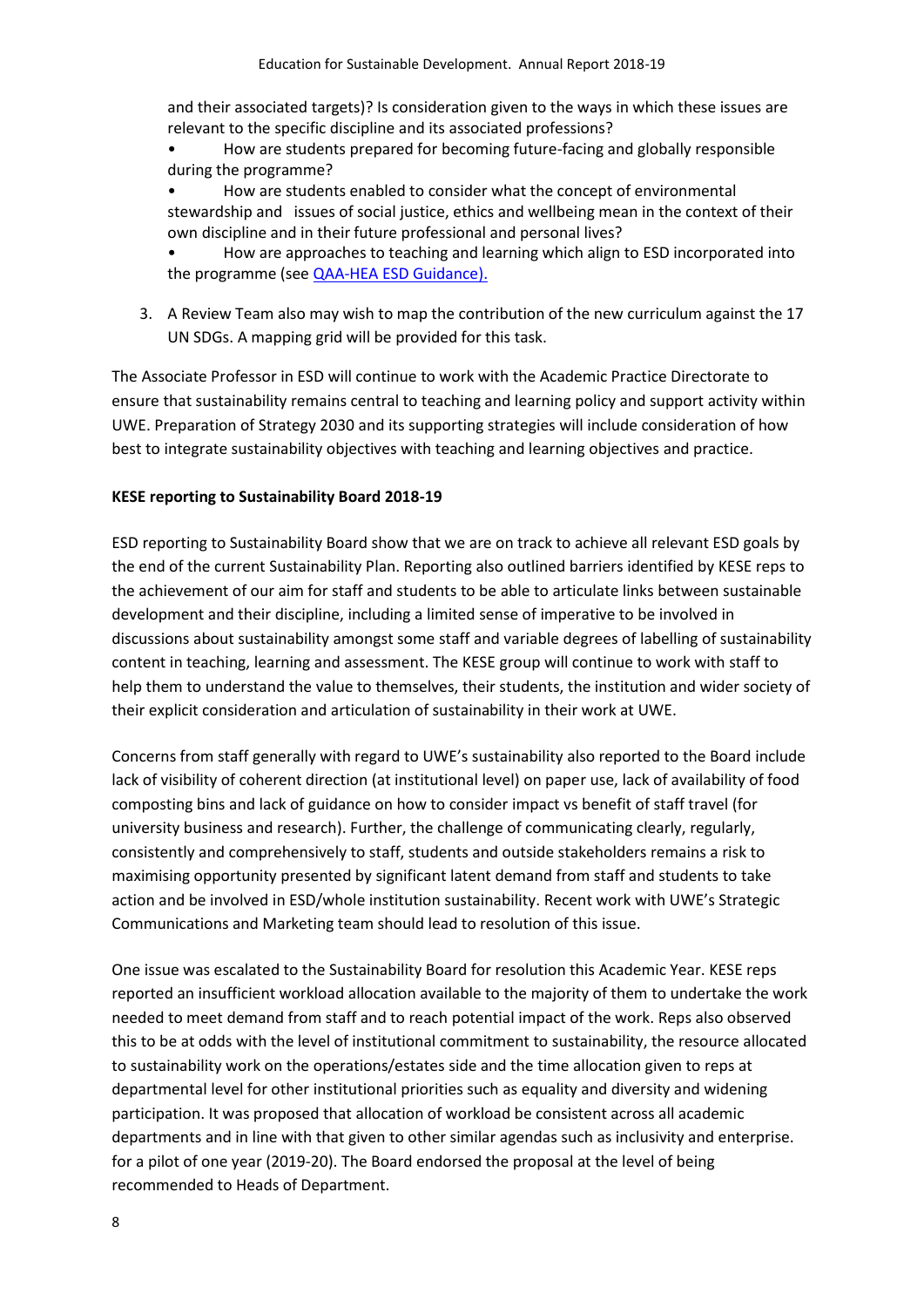and their associated targets)? Is consideration given to the ways in which these issues are relevant to the specific discipline and its associated professions?

- How are students prepared for becoming future-facing and globally responsible during the programme?
- How are students enabled to consider what the concept of environmental stewardship and issues of social justice, ethics and wellbeing mean in the context of their own discipline and in their future professional and personal lives?
- How are approaches to teaching and learning which align to ESD incorporated into the programme (see [QAA-HEA ESD Guidance).]()

3. A Review Team also may wish to map the contribution of the new curriculum against the 17 UN SDGs. A mapping grid will be provided for this task.

The Associate Professor in ESD will continue to work with the Academic Practice Directorate to ensure that sustainability remains central to teaching and learning policy and support activity within UWE. Preparation of Strategy 2030 and its supporting strategies will include consideration of how best to integrate sustainability objectives with teaching and learning objectives and practice.

**KESE reporting to Sustainability Board 2018-19**

ESD reporting to Sustainability Board show that we are on track to achieve all relevant ESD goals by the end of the current Sustainability Plan. Reporting also outlined barriers identified by KESE reps to the achievement of our aim for staff and students to be able to articulate links between sustainable development and their discipline, including a limited sense of imperative to be involved in discussions about sustainability amongst some staff and variable degrees of labelling of sustainability content in teaching, learning and assessment. The KESE group will continue to work with staff to help them to understand the value to themselves, their students, the institution and wider society of their explicit consideration and articulation of sustainability in their work at UWE.

Concerns from staff generally with regard to UWE's sustainability also reported to the Board include lack of visibility of coherent direction (at institutional level) on paper use, lack of availability of food composting bins and lack of guidance on how to consider impact vs benefit of staff travel (for university business and research). Further, the challenge of communicating clearly, regularly, consistently and comprehensively to staff, students and outside stakeholders remains a risk to maximising opportunity presented by significant latent demand from staff and students to take action and be involved in ESD/whole institution sustainability. Recent work with UWE's Strategic Communications and Marketing team should lead to resolution of this issue.

One issue was escalated to the Sustainability Board for resolution this Academic Year. KESE reps reported an insufficient workload allocation available to the majority of them to undertake the work needed to meet demand from staff and to reach potential impact of the work. Reps also observed this to be at odds with the level of institutional commitment to sustainability, the resource allocated to sustainability work on the operations/estates side and the time allocation given to reps at departmental level for other institutional priorities such as equality and diversity and widening participation. It was proposed that allocation of workload be consistent across all academic departments and in line with that given to other similar agendas such as inclusivity and enterprise. for a pilot of one year (2019-20). The Board endorsed the proposal at the level of being recommended to Heads of Department.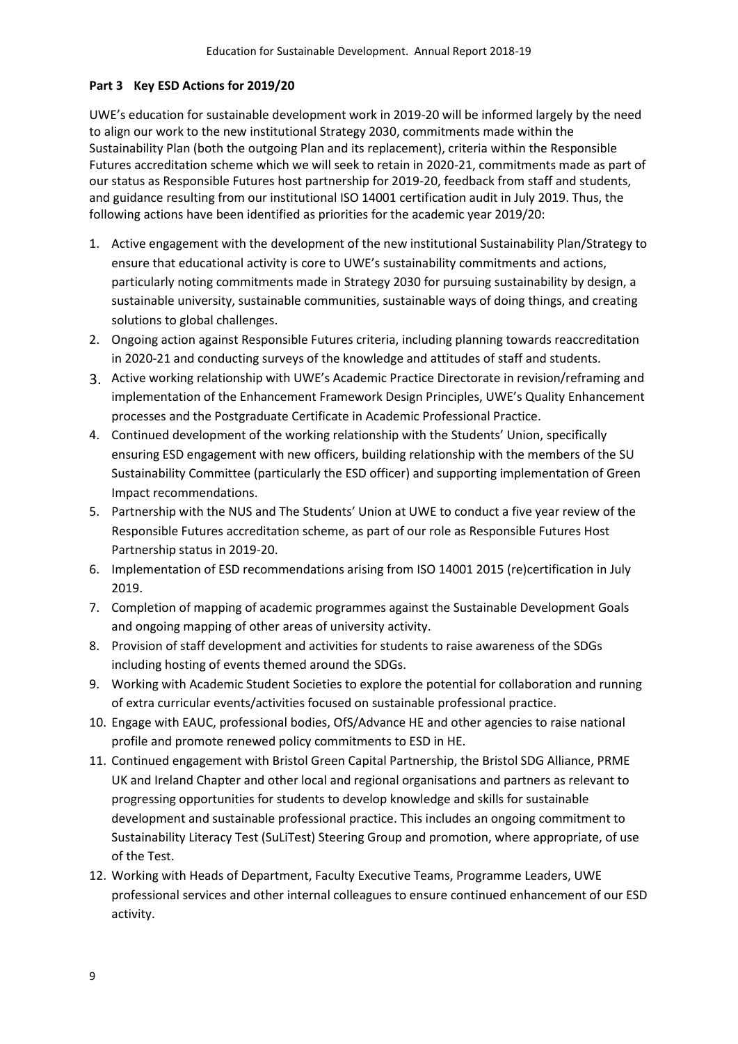## Part 3 Key ESD Actions for 2019/20

UWE's education for sustainable development work in 2019-20 will be informed largely by the need to align our work to the new institutional Strategy 2030, commitments made within the Sustainability Plan (both the outgoing Plan and its replacement), criteria within the Responsible Futures accreditation scheme which we will seek to retain in 2020-21, commitments made as part of our status as Responsible Futures host partnership for 2019-20, feedback from staff and students, and guidance resulting from our institutional ISO 14001 certification audit in July 2019. Thus, the following actions have been identified as priorities for the academic year 2019/20:

1. Active engagement with the development of the new institutional Sustainability Plan/Strategy to ensure that educational activity is core to UWE's sustainability commitments and actions, particularly noting commitments made in Strategy 2030 for pursuing sustainability by design, a sustainable university, sustainable communities, sustainable ways of doing things, and creating solutions to global challenges.
2. Ongoing action against Responsible Futures criteria, including planning towards reaccreditation in 2020-21 and conducting surveys of the knowledge and attitudes of staff and students.
3. Active working relationship with UWE's Academic Practice Directorate in revision/reframing and implementation of the Enhancement Framework Design Principles, UWE's Quality Enhancement processes and the Postgraduate Certificate in Academic Professional Practice.
4. Continued development of the working relationship with the Students' Union, specifically ensuring ESD engagement with new officers, building relationship with the members of the SU Sustainability Committee (particularly the ESD officer) and supporting implementation of Green Impact recommendations.
5. Partnership with the NUS and The Students' Union at UWE to conduct a five year review of the Responsible Futures accreditation scheme, as part of our role as Responsible Futures Host Partnership status in 2019-20.
6. Implementation of ESD recommendations arising from ISO 14001 2015 (re)certification in July 2019.
7. Completion of mapping of academic programmes against the Sustainable Development Goals and ongoing mapping of other areas of university activity.
8. Provision of staff development and activities for students to raise awareness of the SDGs including hosting of events themed around the SDGs.
9. Working with Academic Student Societies to explore the potential for collaboration and running of extra curricular events/activities focused on sustainable professional practice.
10. Engage with EAUC, professional bodies, OfS/Advance HE and other agencies to raise national profile and promote renewed policy commitments to ESD in HE.
11. Continued engagement with Bristol Green Capital Partnership, the Bristol SDG Alliance, PRME UK and Ireland Chapter and other local and regional organisations and partners as relevant to progressing opportunities for students to develop knowledge and skills for sustainable development and sustainable professional practice. This includes an ongoing commitment to Sustainability Literacy Test (SuLiTest) Steering Group and promotion, where appropriate, of use of the Test.
12. Working with Heads of Department, Faculty Executive Teams, Programme Leaders, UWE professional services and other internal colleagues to ensure continued enhancement of our ESD activity.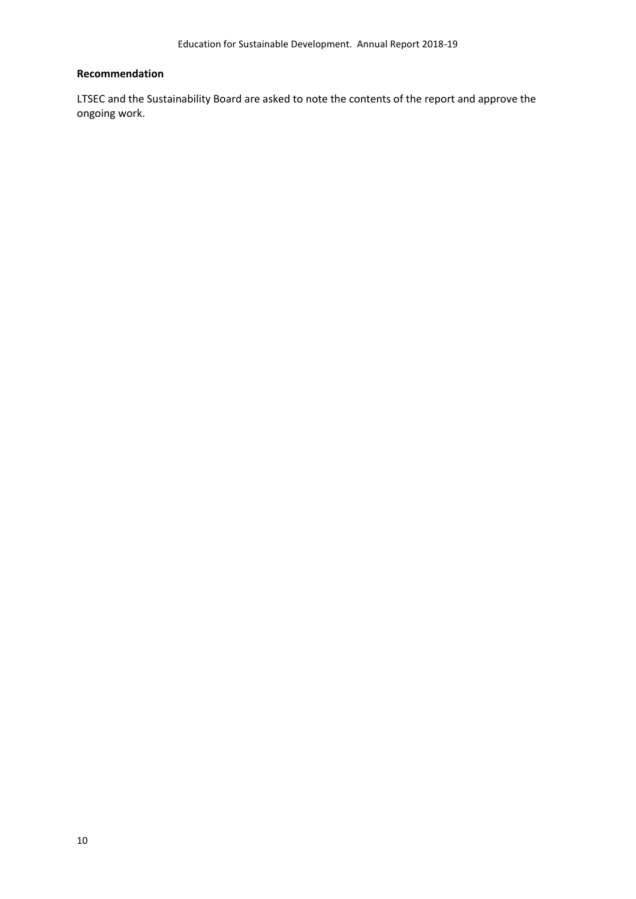**Recommendation**

LTSEC and the Sustainability Board are asked to note the contents of the report and approve the ongoing work.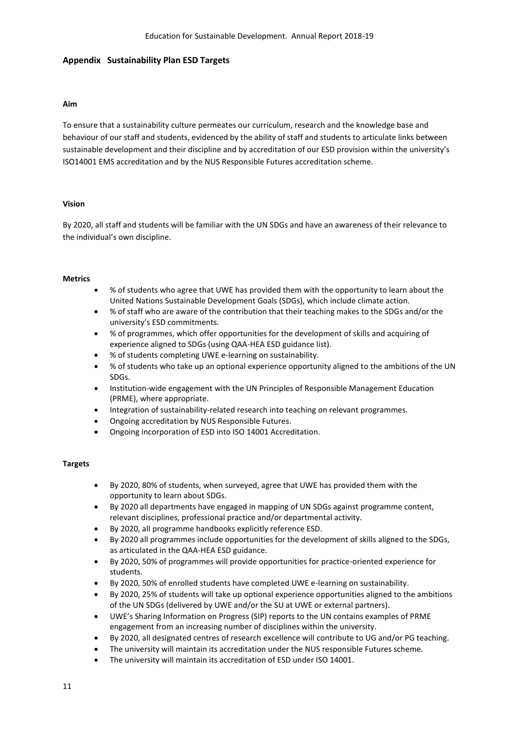## Appendix Sustainability Plan ESD Targets

### Aim

To ensure that a sustainability culture permeates our curriculum, research and the knowledge base and behaviour of our staff and students, evidenced by the ability of staff and students to articulate links between sustainable development and their discipline and by accreditation of our ESD provision within the university's ISO14001 EMS accreditation and by the NUS Responsible Futures accreditation scheme.

### Vision

By 2020, all staff and students will be familiar with the UN SDGs and have an awareness of their relevance to the individual's own discipline.

### Metrics

- % of students who agree that UWE has provided them with the opportunity to learn about the United Nations Sustainable Development Goals (SDGs), which include climate action.
- % of staff who are aware of the contribution that their teaching makes to the SDGs and/or the university's ESD commitments.
- % of programmes, which offer opportunities for the development of skills and acquiring of experience aligned to SDGs (using QAA-HEA ESD guidance list).
- % of students completing UWE e-learning on sustainability.
- % of students who take up an optional experience opportunity aligned to the ambitions of the UN SDGs.
- Institution-wide engagement with the UN Principles of Responsible Management Education (PRME), where appropriate.
- Integration of sustainability-related research into teaching on relevant programmes.
- Ongoing accreditation by NUS Responsible Futures.
- Ongoing incorporation of ESD into ISO 14001 Accreditation.

### Targets

- By 2020, 80% of students, when surveyed, agree that UWE has provided them with the opportunity to learn about SDGs.
- By 2020 all departments have engaged in mapping of UN SDGs against programme content, relevant disciplines, professional practice and/or departmental activity.
- By 2020, all programme handbooks explicitly reference ESD.
- By 2020 all programmes include opportunities for the development of skills aligned to the SDGs, as articulated in the QAA-HEA ESD guidance.
- By 2020, 50% of programmes will provide opportunities for practice-oriented experience for students.
- By 2020, 50% of enrolled students have completed UWE e-learning on sustainability.
- By 2020, 25% of students will take up optional experience opportunities aligned to the ambitions of the UN SDGs (delivered by UWE and/or the SU at UWE or external partners).
- UWE's Sharing Information on Progress (SIP) reports to the UN contains examples of PRME engagement from an increasing number of disciplines within the university.
- By 2020, all designated centres of research excellence will contribute to UG and/or PG teaching.
- The university will maintain its accreditation under the NUS responsible Futures scheme.
- The university will maintain its accreditation of ESD under ISO 14001.